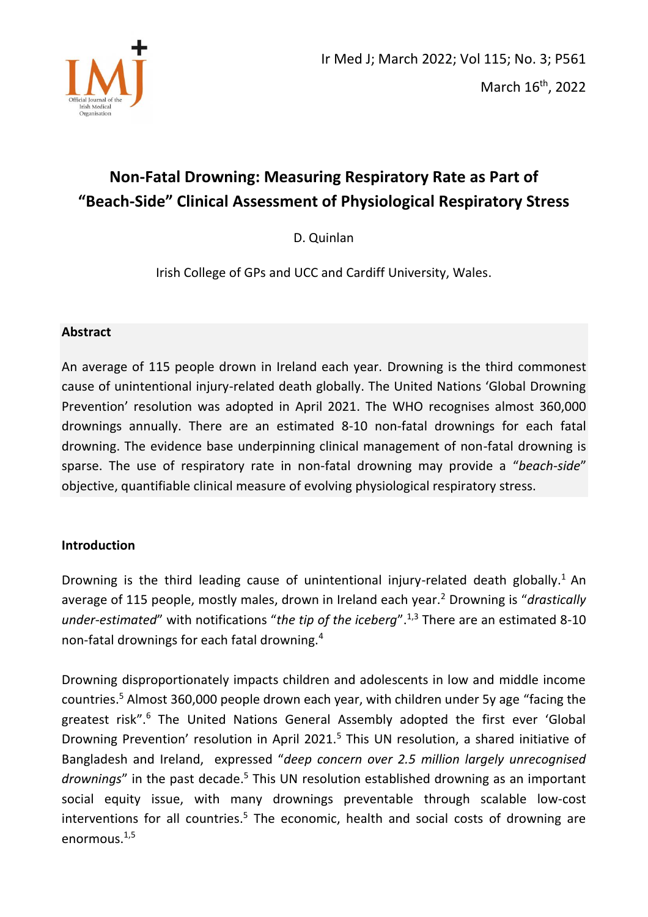# Non-Fatal Drowning: Measuring Respiratory Rate as Part of "Beach-Side" Clinical Assessment of Physiological Respiratory Stress

D. Quinlan

Irish College of GPs and UCC and Cardiff University, Wales.

## Abstract

An average of 115 people drown in Ireland each year. Drowning is the third commonest cause of unintentional injury-related death globally. The United Nations 'Global Drowning Prevention' resolution was adopted in April 2021. The WHO recognises almost 360,000 drownings annually. There are an estimated 8-10 non-fatal drownings for each fatal drowning. The evidence base underpinning clinical management of non-fatal drowning is sparse. The use of respiratory rate in non-fatal drowning may provide a "*beach-side*" objective, quantifiable clinical measure of evolving physiological respiratory stress.

## Introduction

Drowning is the third leading cause of unintentional injury-related death globally.[1] An average of 115 people, mostly males, drown in Ireland each year.[2] Drowning is "*drastically under-estimated*" with notifications "*the tip of the iceberg*".[1,3] There are an estimated 8-10 non-fatal drownings for each fatal drowning.[4]

Drowning disproportionately impacts children and adolescents in low and middle income countries.[5] Almost 360,000 people drown each year, with children under 5y age "facing the greatest risk".[6] The United Nations General Assembly adopted the first ever 'Global Drowning Prevention' resolution in April 2021.[5] This UN resolution, a shared initiative of Bangladesh and Ireland, expressed "*deep concern over 2.5 million largely unrecognised drownings*" in the past decade.[5] This UN resolution established drowning as an important social equity issue, with many drownings preventable through scalable low-cost interventions for all countries.[5] The economic, health and social costs of drowning are enormous.[1,5]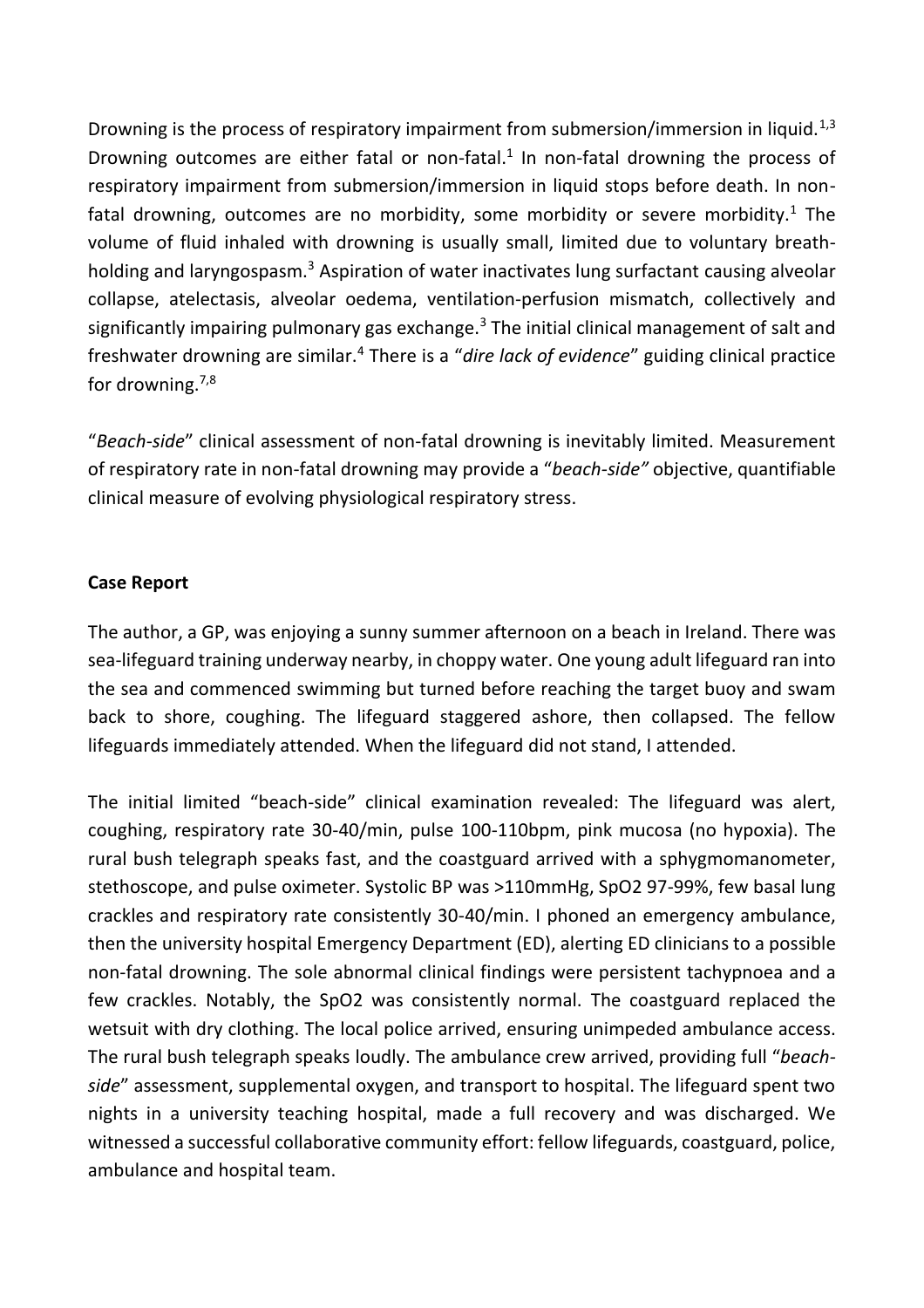Drowning is the process of respiratory impairment from submersion/immersion in liquid.[1,3] Drowning outcomes are either fatal or non-fatal.[1] In non-fatal drowning the process of respiratory impairment from submersion/immersion in liquid stops before death. In non-fatal drowning, outcomes are no morbidity, some morbidity or severe morbidity.[1] The volume of fluid inhaled with drowning is usually small, limited due to voluntary breath-holding and laryngospasm.[3] Aspiration of water inactivates lung surfactant causing alveolar collapse, atelectasis, alveolar oedema, ventilation-perfusion mismatch, collectively and significantly impairing pulmonary gas exchange.[3] The initial clinical management of salt and freshwater drowning are similar.[4] There is a "*dire lack of evidence*" guiding clinical practice for drowning.[7,8]

"*Beach-side*" clinical assessment of non-fatal drowning is inevitably limited. Measurement of respiratory rate in non-fatal drowning may provide a "*beach-side"* objective, quantifiable clinical measure of evolving physiological respiratory stress.

**Case Report**

The author, a GP, was enjoying a sunny summer afternoon on a beach in Ireland. There was sea-lifeguard training underway nearby, in choppy water. One young adult lifeguard ran into the sea and commenced swimming but turned before reaching the target buoy and swam back to shore, coughing. The lifeguard staggered ashore, then collapsed. The fellow lifeguards immediately attended. When the lifeguard did not stand, I attended.

The initial limited "beach-side" clinical examination revealed: The lifeguard was alert, coughing, respiratory rate 30-40/min, pulse 100-110bpm, pink mucosa (no hypoxia). The rural bush telegraph speaks fast, and the coastguard arrived with a sphygmomanometer, stethoscope, and pulse oximeter. Systolic BP was >110mmHg, $SpO_2$ 97-99%, few basal lung crackles and respiratory rate consistently 30-40/min. I phoned an emergency ambulance, then the university hospital Emergency Department (ED), alerting ED clinicians to a possible non-fatal drowning. The sole abnormal clinical findings were persistent tachypnoea and a few crackles. Notably, the $SpO_2$ was consistently normal. The coastguard replaced the wetsuit with dry clothing. The local police arrived, ensuring unimpeded ambulance access. The rural bush telegraph speaks loudly. The ambulance crew arrived, providing full "*beach-side*" assessment, supplemental oxygen, and transport to hospital. The lifeguard spent two nights in a university teaching hospital, made a full recovery and was discharged. We witnessed a successful collaborative community effort: fellow lifeguards, coastguard, police, ambulance and hospital team.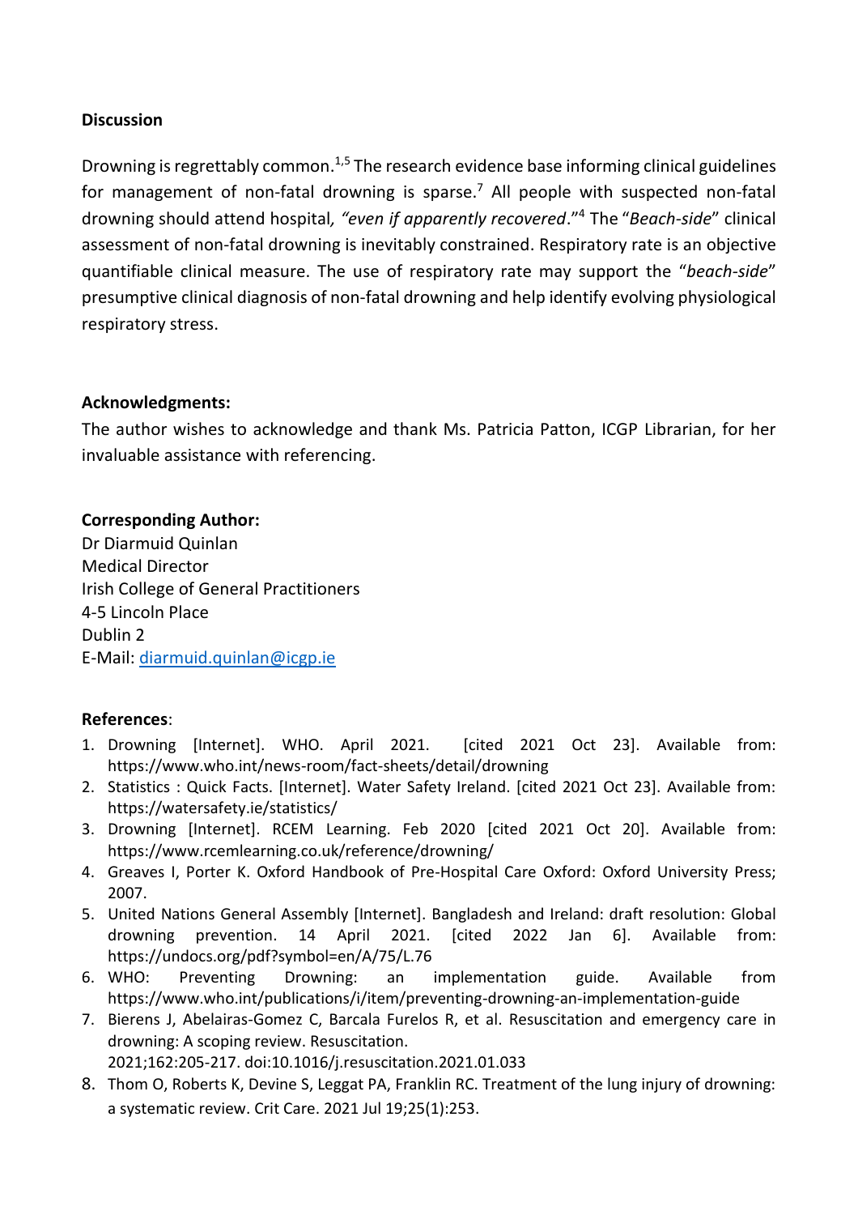**Discussion**

Drowning is regrettably common.[1,5] The research evidence base informing clinical guidelines for management of non-fatal drowning is sparse.[7] All people with suspected non-fatal drowning should attend hospital*, "even if apparently recovered*."[4] The "*Beach-side*" clinical assessment of non-fatal drowning is inevitably constrained. Respiratory rate is an objective quantifiable clinical measure. The use of respiratory rate may support the "*beach-side*" presumptive clinical diagnosis of non-fatal drowning and help identify evolving physiological respiratory stress.

**Acknowledgments:**

The author wishes to acknowledge and thank Ms. Patricia Patton, ICGP Librarian, for her invaluable assistance with referencing.

**Corresponding Author:**

Dr Diarmuid Quinlan
Medical Director
Irish College of General Practitioners
4-5 Lincoln Place
Dublin 2
E-Mail: diarmuid.quinlan@icgp.ie

**References**:

1. Drowning [Internet]. WHO. April 2021. [cited 2021 Oct 23]. Available from: https://www.who.int/news-room/fact-sheets/detail/drowning
2. Statistics : Quick Facts. [Internet]. Water Safety Ireland. [cited 2021 Oct 23]. Available from: https://watersafety.ie/statistics/
3. Drowning [Internet]. RCEM Learning. Feb 2020 [cited 2021 Oct 20]. Available from: https://www.rcemlearning.co.uk/reference/drowning/
4. Greaves I, Porter K. Oxford Handbook of Pre-Hospital Care Oxford: Oxford University Press; 2007.
5. United Nations General Assembly [Internet]. Bangladesh and Ireland: draft resolution: Global drowning prevention. 14 April 2021. [cited 2022 Jan 6]. Available from: https://undocs.org/pdf?symbol=en/A/75/L.76
6. WHO: Preventing Drowning: an implementation guide. Available from https://www.who.int/publications/i/item/preventing-drowning-an-implementation-guide
7. Bierens J, Abelairas-Gomez C, Barcala Furelos R, et al. Resuscitation and emergency care in drowning: A scoping review. Resuscitation. 2021;162:205-217. doi:10.1016/j.resuscitation.2021.01.033
8. Thom O, Roberts K, Devine S, Leggat PA, Franklin RC. Treatment of the lung injury of drowning: a systematic review. Crit Care. 2021 Jul 19;25(1):253.